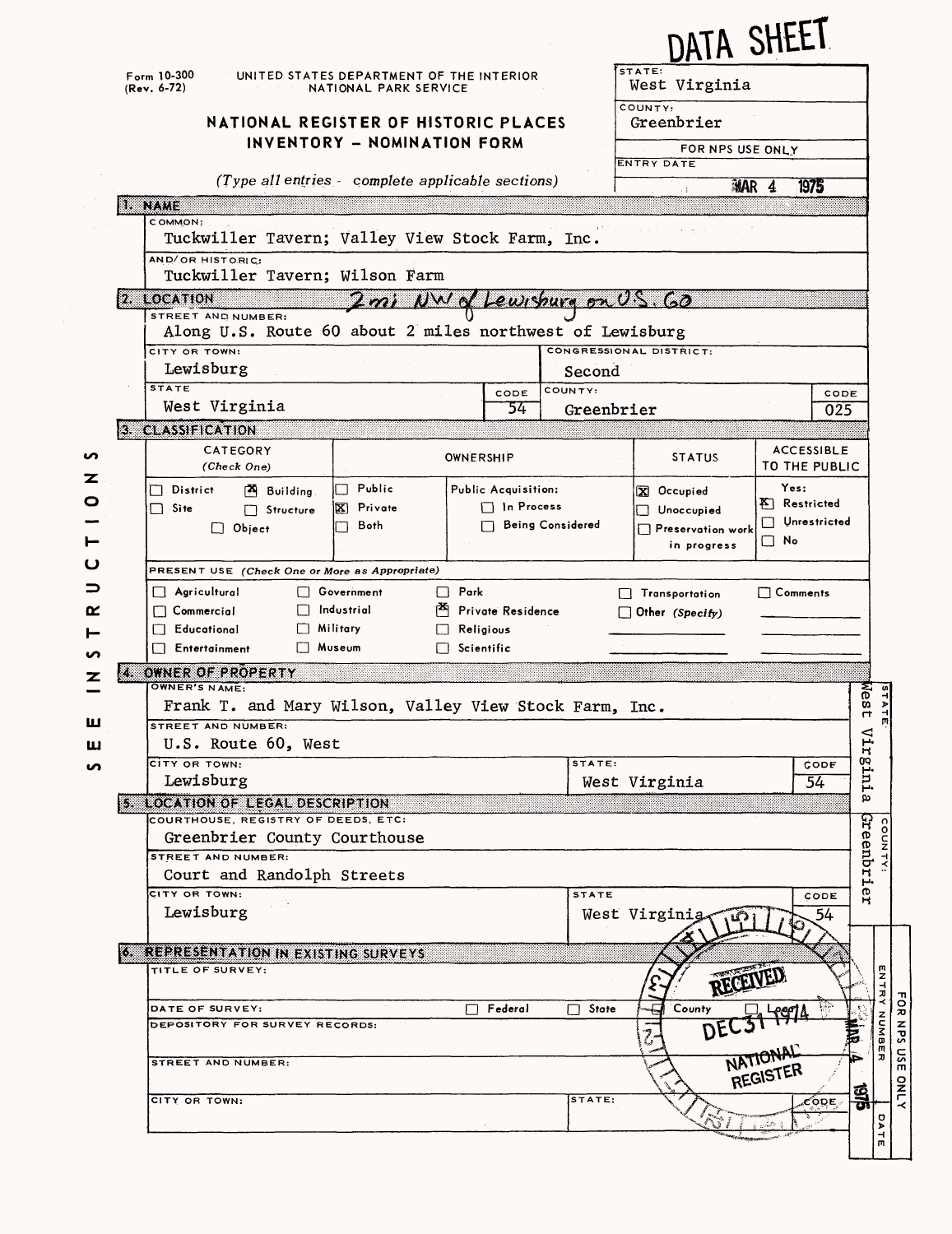# DATA SHEET

Form 10-300 (Rev. 6-72)

UNITED STATES DEPARTMENT OF THE INTERIOR
NATIONAL PARK SERVICE

## NATIONAL REGISTER OF HISTORIC PLACES INVENTORY - NOMINATION FORM

*(Type all entries - complete applicable sections)*

| STATE: | West Virginia |
|---|---|
| COUNTY: | Greenbrier |
| FOR NPS USE ONLY — ENTRY DATE | MAR 4 1975 |

### 1. NAME

COMMON:
Tuckwiller Tavern; Valley View Stock Farm, Inc.

AND/OR HISTORIC:
Tuckwiller Tavern; Wilson Farm

### 2. LOCATION

*2 mi NW of Lewisburg on US 60*

STREET AND NUMBER:
Along U.S. Route 60 about 2 miles northwest of Lewisburg

| CITY OR TOWN: | CONGRESSIONAL DISTRICT: | | |
|---|---|---|---|
| Lewisburg | Second | | |
| STATE | CODE | COUNTY: | CODE |
| West Virginia | 54 | Greenbrier | 025 |

### 3. CLASSIFICATION

| CATEGORY (Check One) | OWNERSHIP | STATUS | ACCESSIBLE TO THE PUBLIC |
|---|---|---|---|
| ☐ District ☒ Building ☐ Site ☐ Structure ☐ Object | ☐ Public ☒ Private ☐ Both; Public Acquisition: ☐ In Process ☐ Being Considered | ☒ Occupied ☐ Unoccupied ☐ Preservation work in progress | Yes: ☒ Restricted ☐ Unrestricted ☐ No |

PRESENT USE (Check One or More as Appropriate)

| | | | | |
|---|---|---|---|---|
| ☐ Agricultural | ☐ Government | ☐ Park | ☐ Transportation | ☐ Comments |
| ☐ Commercial | ☐ Industrial | ☒ Private Residence | ☐ Other (Specify) | |
| ☐ Educational | ☐ Military | ☐ Religious | | |
| ☐ Entertainment | ☐ Museum | ☐ Scientific | | |

SEE INSTRUCTIONS

### 4. OWNER OF PROPERTY

OWNER'S NAME:
Frank T. and Mary Wilson, Valley View Stock Farm, Inc.

STREET AND NUMBER:
U.S. Route 60, West

| CITY OR TOWN: | STATE: | CODE |
|---|---|---|
| Lewisburg | West Virginia | 54 |

STATE: West Virginia

### 5. LOCATION OF LEGAL DESCRIPTION

COURTHOUSE, REGISTRY OF DEEDS, ETC:
Greenbrier County Courthouse

STREET AND NUMBER:
Court and Randolph Streets

| CITY OR TOWN: | STATE | CODE |
|---|---|---|
| Lewisburg | West Virginia | 54 |

COUNTY: Greenbrier

### 6. REPRESENTATION IN EXISTING SURVEYS

TITLE OF SURVEY:

DATE OF SURVEY: ☐ Federal ☐ State ☐ County ☐ Local

DEPOSITORY FOR SURVEY RECORDS:

STREET AND NUMBER:

CITY OR TOWN: STATE: CODE

RECEIVED DEC 31 1974 NATIONAL REGISTER

FOR NPS USE ONLY — ENTRY NUMBER / DATE: MAR 4 1975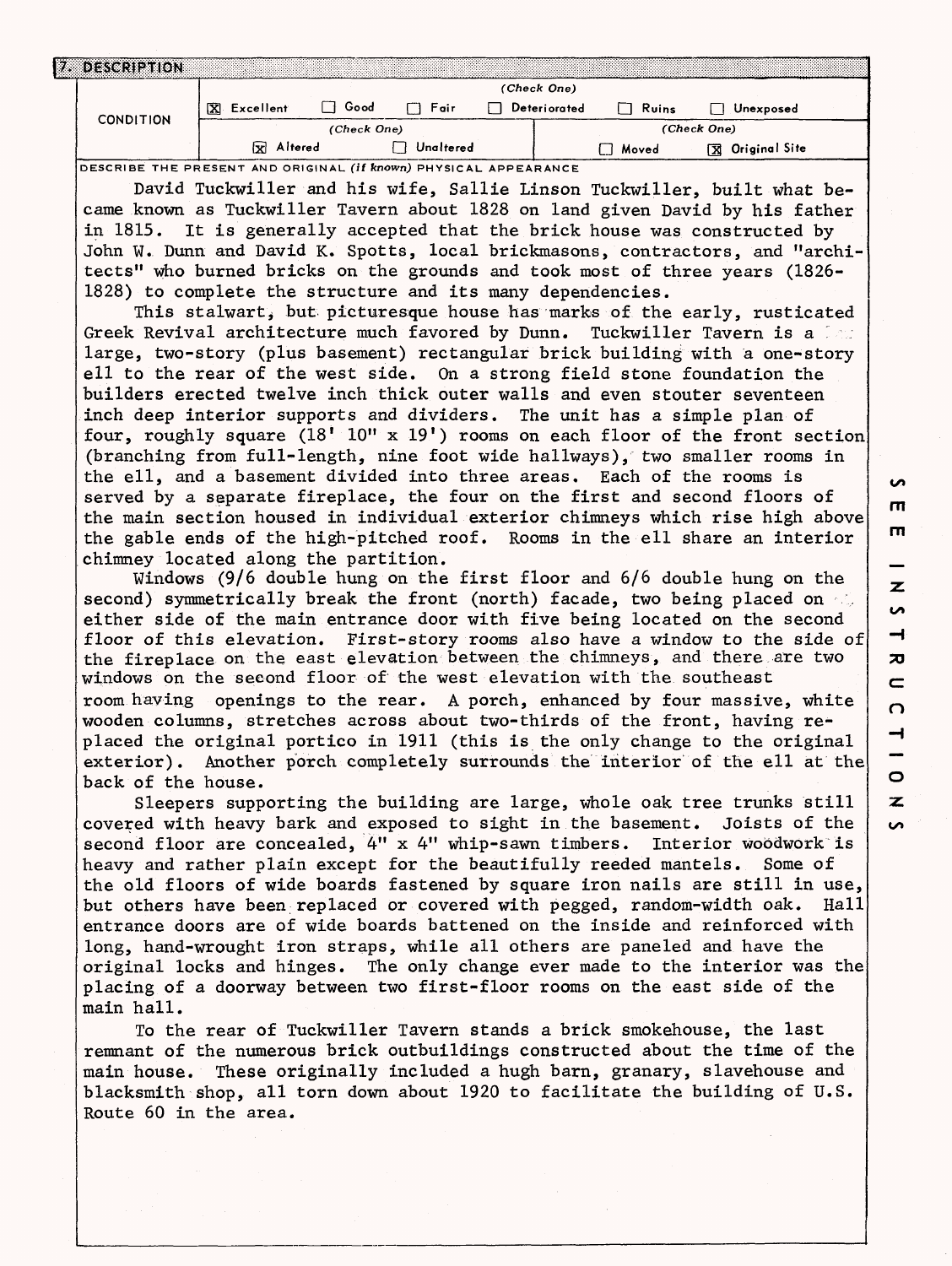## 7. DESCRIPTION

| CONDITION | (Check One) | | | | | |
|---|---|---|---|---|---|---|
| | [X] Excellent | [ ] Good | [ ] Fair | [ ] Deteriorated | [ ] Ruins | [ ] Unexposed |
| | (Check One) | | | (Check One) | | |
| | [X] Altered | [ ] Unaltered | | [ ] Moved | [X] Original Site | |

DESCRIBE THE PRESENT AND ORIGINAL *(if known)* PHYSICAL APPEARANCE

David Tuckwiller and his wife, Sallie Linson Tuckwiller, built what became known as Tuckwiller Tavern about 1828 on land given David by his father in 1815. It is generally accepted that the brick house was constructed by John W. Dunn and David K. Spotts, local brickmasons, contractors, and "architects" who burned bricks on the grounds and took most of three years (1826-1828) to complete the structure and its many dependencies.

This stalwart, but picturesque house has marks of the early, rusticated Greek Revival architecture much favored by Dunn. Tuckwiller Tavern is a large, two-story (plus basement) rectangular brick building with a one-story ell to the rear of the west side. On a strong field stone foundation the builders erected twelve inch thick outer walls and even stouter seventeen inch deep interior supports and dividers. The unit has a simple plan of four, roughly square (18' 10" x 19') rooms on each floor of the front section (branching from full-length, nine foot wide hallways), two smaller rooms in the ell, and a basement divided into three areas. Each of the rooms is served by a separate fireplace, the four on the first and second floors of the main section housed in individual exterior chimneys which rise high above the gable ends of the high-pitched roof. Rooms in the ell share an interior chimney located along the partition.

Windows (9/6 double hung on the first floor and 6/6 double hung on the second) symmetrically break the front (north) facade, two being placed on either side of the main entrance door with five being located on the second floor of this elevation. First-story rooms also have a window to the side of the fireplace on the east elevation between the chimneys, and there are two windows on the second floor of the west elevation with the southeast room having openings to the rear. A porch, enhanced by four massive, white wooden columns, stretches across about two-thirds of the front, having replaced the original portico in 1911 (this is the only change to the original exterior). Another porch completely surrounds the interior of the ell at the back of the house.

Sleepers supporting the building are large, whole oak tree trunks still covered with heavy bark and exposed to sight in the basement. Joists of the second floor are concealed, 4" x 4" whip-sawn timbers. Interior woodwork is heavy and rather plain except for the beautifully reeded mantels. Some of the old floors of wide boards fastened by square iron nails are still in use, but others have been replaced or covered with pegged, random-width oak. Hall entrance doors are of wide boards battened on the inside and reinforced with long, hand-wrought iron straps, while all others are paneled and have the original locks and hinges. The only change ever made to the interior was the placing of a doorway between two first-floor rooms on the east side of the main hall.

To the rear of Tuckwiller Tavern stands a brick smokehouse, the last remnant of the numerous brick outbuildings constructed about the time of the main house. These originally included a hugh barn, granary, slavehouse and blacksmith shop, all torn down about 1920 to facilitate the building of U.S. Route 60 in the area.

SEE INSTRUCTIONS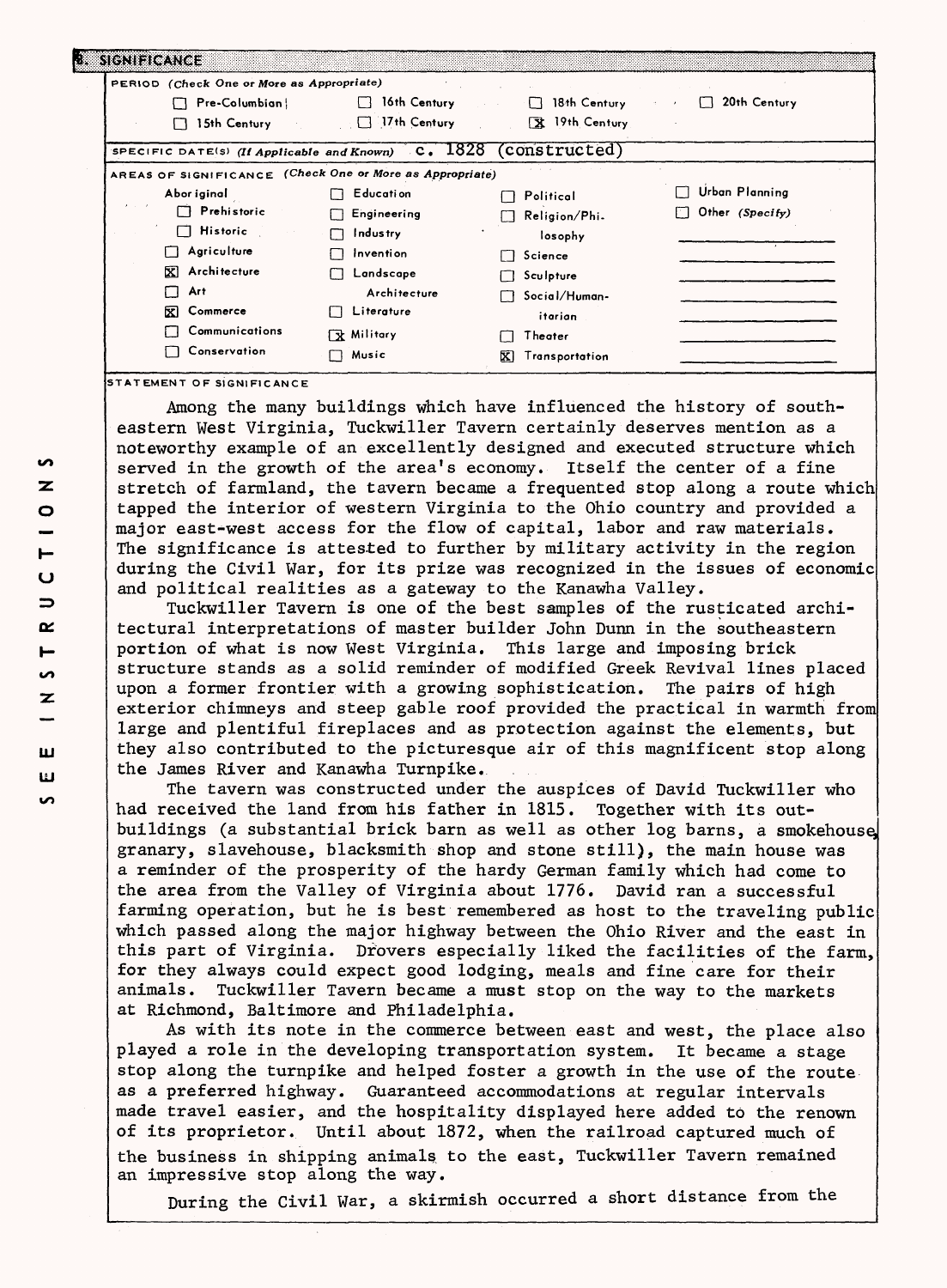## 8. SIGNIFICANCE

**PERIOD** *(Check One or More as Appropriate)*

| | | | |
|---|---|---|---|
| ☐ Pre-Columbian | ☐ 16th Century | ☐ 18th Century | ☐ 20th Century |
| ☐ 15th Century | ☐ 17th Century | ☒ 19th Century | |

**SPECIFIC DATE(S)** *(If Applicable and Known)* c. 1828 (constructed)

**AREAS OF SIGNIFICANCE** *(Check One or More as Appropriate)*

| | | | |
|---|---|---|---|
| Aboriginal | ☐ Education | ☐ Political | ☐ Urban Planning |
| ☐ Prehistoric | ☐ Engineering | ☐ Religion/Philosophy | ☐ Other *(Specify)* |
| ☐ Historic | ☐ Industry | | |
| ☐ Agriculture | ☐ Invention | ☐ Science | |
| ☒ Architecture | ☐ Landscape Architecture | ☐ Sculpture | |
| ☐ Art | | ☐ Social/Humanitarian | |
| ☒ Commerce | ☐ Literature | | |
| ☐ Communications | ☒ Military | ☐ Theater | |
| ☐ Conservation | ☐ Music | ☒ Transportation | |

**STATEMENT OF SIGNIFICANCE**

Among the many buildings which have influenced the history of southeastern West Virginia, Tuckwiller Tavern certainly deserves mention as a noteworthy example of an excellently designed and executed structure which served in the growth of the area's economy. Itself the center of a fine stretch of farmland, the tavern became a frequented stop along a route which tapped the interior of western Virginia to the Ohio country and provided a major east-west access for the flow of capital, labor and raw materials. The significance is attested to further by military activity in the region during the Civil War, for its prize was recognized in the issues of economic and political realities as a gateway to the Kanawha Valley.

Tuckwiller Tavern is one of the best samples of the rusticated architectural interpretations of master builder John Dunn in the southeastern portion of what is now West Virginia. This large and imposing brick structure stands as a solid reminder of modified Greek Revival lines placed upon a former frontier with a growing sophistication. The pairs of high exterior chimneys and steep gable roof provided the practical in warmth from large and plentiful fireplaces and as protection against the elements, but they also contributed to the picturesque air of this magnificent stop along the James River and Kanawha Turnpike.

The tavern was constructed under the auspices of David Tuckwiller who had received the land from his father in 1815. Together with its outbuildings (a substantial brick barn as well as other log barns, a smokehouse, granary, slavehouse, blacksmith shop and stone still), the main house was a reminder of the prosperity of the hardy German family which had come to the area from the Valley of Virginia about 1776. David ran a successful farming operation, but he is best remembered as host to the traveling public which passed along the major highway between the Ohio River and the east in this part of Virginia. Drovers especially liked the facilities of the farm, for they always could expect good lodging, meals and fine care for their animals. Tuckwiller Tavern became a must stop on the way to the markets at Richmond, Baltimore and Philadelphia.

As with its note in the commerce between east and west, the place also played a role in the developing transportation system. It became a stage stop along the turnpike and helped foster a growth in the use of the route as a preferred highway. Guaranteed accommodations at regular intervals made travel easier, and the hospitality displayed here added to the renown of its proprietor. Until about 1872, when the railroad captured much of the business in shipping animals to the east, Tuckwiller Tavern remained an impressive stop along the way.

During the Civil War, a skirmish occurred a short distance from the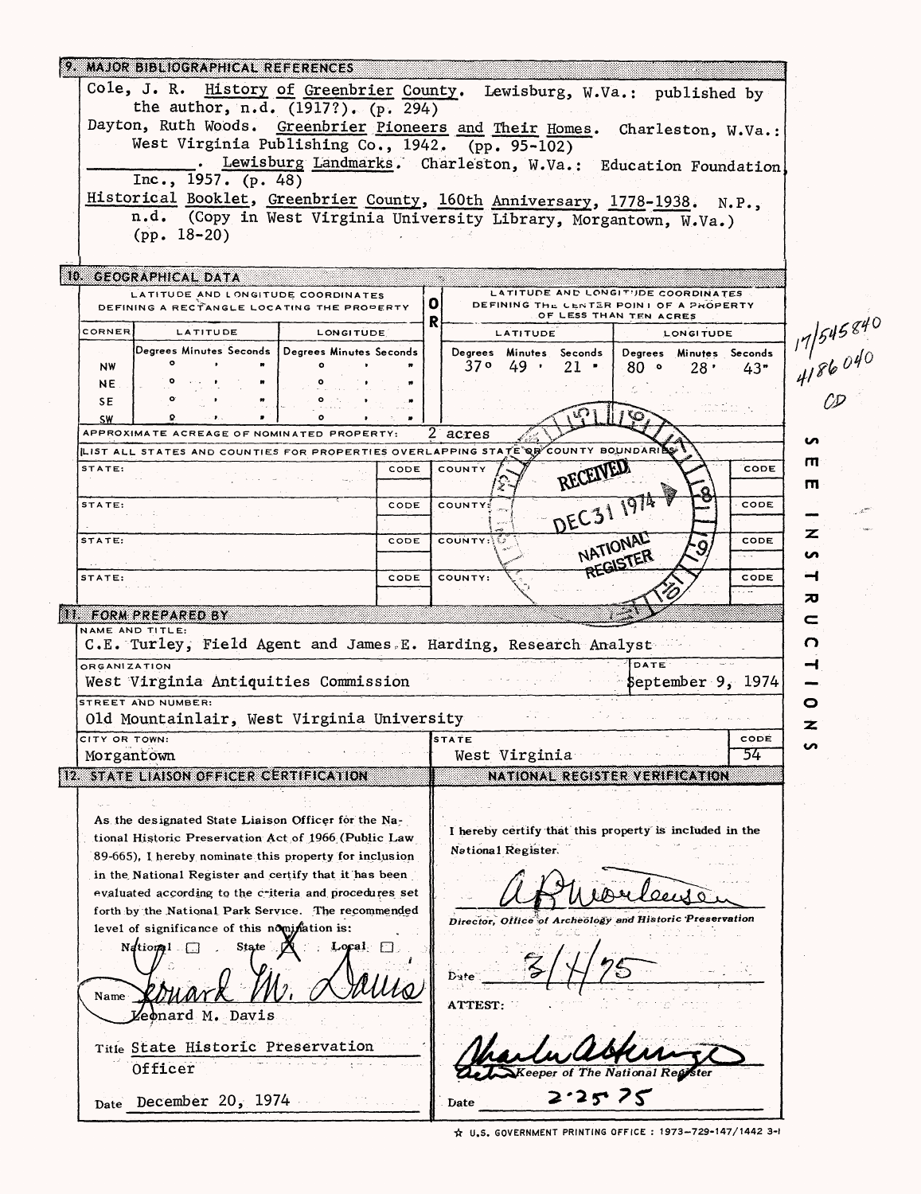## 9. MAJOR BIBLIOGRAPHICAL REFERENCES

Cole, J. R. History of Greenbrier County. Lewisburg, W.Va.: published by the author, n.d. (1917?). (p. 294)

Dayton, Ruth Woods. Greenbrier Pioneers and Their Homes. Charleston, W.Va.: West Virginia Publishing Co., 1942. (pp. 95-102)

\_\_\_\_\_\_\_\_. Lewisburg Landmarks. Charleston, W.Va.: Education Foundation, Inc., 1957. (p. 48)

Historical Booklet, Greenbrier County, 160th Anniversary, 1778-1938. N.P., n.d. (Copy in West Virginia University Library, Morgantown, W.Va.) (pp. 18-20)

## 10. GEOGRAPHICAL DATA

| LATITUDE AND LONGITUDE COORDINATES DEFINING A RECTANGLE LOCATING THE PROPERTY | | | OR | LATITUDE AND LONGITUDE COORDINATES DEFINING THE CENTER POINT OF A PROPERTY OF LESS THAN TEN ACRES | |
|---|---|---|---|---|---|
| CORNER | LATITUDE | LONGITUDE | | LATITUDE | LONGITUDE |
| | Degrees Minutes Seconds | Degrees Minutes Seconds | | Degrees Minutes Seconds | Degrees Minutes Seconds |
| NW | ° ' " | ° ' " | | 37° 49' 21" | 80° 28' 43" |
| NE | ° ' " | ° ' " | | | |
| SE | ° ' " | ° ' " | | | |
| SW | ° ' " | ° ' " | | | |

17/545840
4186040
CD

APPROXIMATE ACREAGE OF NOMINATED PROPERTY: 2 acres

LIST ALL STATES AND COUNTIES FOR PROPERTIES OVERLAPPING STATE OR COUNTY BOUNDARIES

| STATE: | CODE | COUNTY: | CODE |
|---|---|---|---|
| STATE: | CODE | COUNTY: | CODE |
| STATE: | CODE | COUNTY: | CODE |
| STATE: | CODE | COUNTY: | CODE |

RECEIVED DEC 31 1974 NATIONAL REGISTER

SEE INSTRUCTIONS

## 11. FORM PREPARED BY

NAME AND TITLE: C.E. Turley, Field Agent and James E. Harding, Research Analyst

ORGANIZATION: West Virginia Antiquities Commission

DATE: September 9, 1974

STREET AND NUMBER: Old Mountainlair, West Virginia University

CITY OR TOWN: Morgantown

STATE: West Virginia

CODE: 54

## 12. STATE LIAISON OFFICER CERTIFICATION

As the designated State Liaison Officer for the National Historic Preservation Act of 1966 (Public Law 89-665), I hereby nominate this property for inclusion in the National Register and certify that it has been evaluated according to the criteria and procedures set forth by the National Park Service. The recommended level of significance of this nomination is:

National ☐ State ☒ Local ☐

Name: Leonard M. Davis

Title: State Historic Preservation Officer

Date: December 20, 1974

## NATIONAL REGISTER VERIFICATION

I hereby certify that this property is included in the National Register.

*Director, Office of Archeology and Historic Preservation*

Date: 3/4/75

ATTEST:

*Keeper of The National Register*

Date: 2-25-75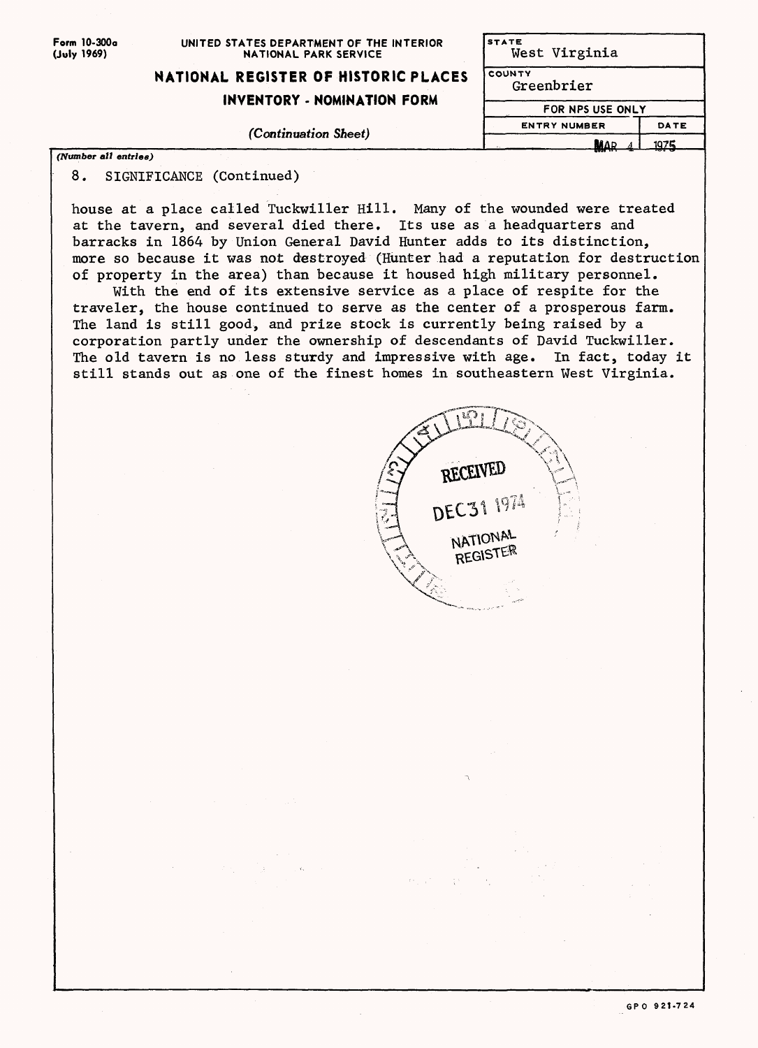Form 10-300a (July 1969)

UNITED STATES DEPARTMENT OF THE INTERIOR
NATIONAL PARK SERVICE

**NATIONAL REGISTER OF HISTORIC PLACES**
**INVENTORY - NOMINATION FORM**

*(Continuation Sheet)*

| | |
|---|---|
| STATE | West Virginia |
| COUNTY | Greenbrier |
| FOR NPS USE ONLY | |
| ENTRY NUMBER | DATE |
| | MAR 4 1975 |

*(Number all entries)*

8. SIGNIFICANCE (Continued)

house at a place called Tuckwiller Hill. Many of the wounded were treated at the tavern, and several died there. Its use as a headquarters and barracks in 1864 by Union General David Hunter adds to its distinction, more so because it was not destroyed (Hunter had a reputation for destruction of property in the area) than because it housed high military personnel.

With the end of its extensive service as a place of respite for the traveler, the house continued to serve as the center of a prosperous farm. The land is still good, and prize stock is currently being raised by a corporation partly under the ownership of descendants of David Tuckwiller. The old tavern is no less sturdy and impressive with age. In fact, today it still stands out as one of the finest homes in southeastern West Virginia.

RECEIVED
DEC 31 1974
NATIONAL
REGISTER

GPO 921-724